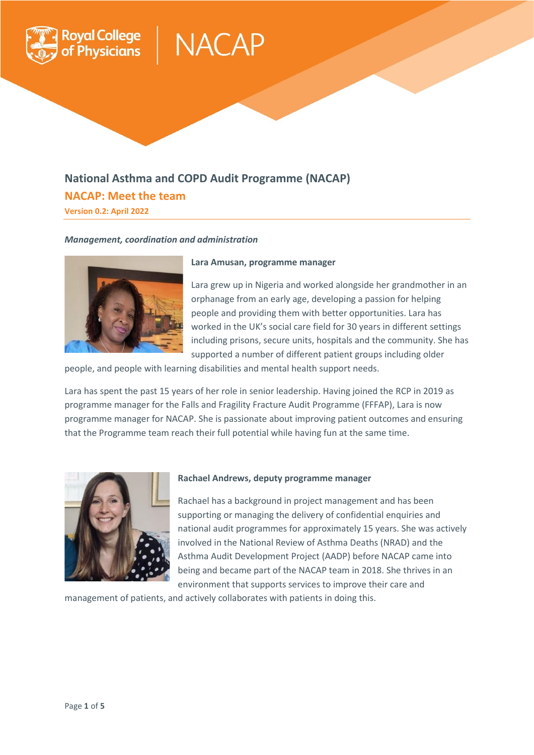# National Asthma and COPD Audit Programme (NACAP)

## NACAP: Meet the team

**Version 0.2: April 2022**

***Management, coordination and administration***

**Lara Amusan, programme manager**

Lara grew up in Nigeria and worked alongside her grandmother in an orphanage from an early age, developing a passion for helping people and providing them with better opportunities. Lara has worked in the UK's social care field for 30 years in different settings including prisons, secure units, hospitals and the community. She has supported a number of different patient groups including older people, and people with learning disabilities and mental health support needs.

Lara has spent the past 15 years of her role in senior leadership. Having joined the RCP in 2019 as programme manager for the Falls and Fragility Fracture Audit Programme (FFFAP), Lara is now programme manager for NACAP. She is passionate about improving patient outcomes and ensuring that the Programme team reach their full potential while having fun at the same time.

**Rachael Andrews, deputy programme manager**

Rachael has a background in project management and has been supporting or managing the delivery of confidential enquiries and national audit programmes for approximately 15 years. She was actively involved in the National Review of Asthma Deaths (NRAD) and the Asthma Audit Development Project (AADP) before NACAP came into being and became part of the NACAP team in 2018. She thrives in an environment that supports services to improve their care and management of patients, and actively collaborates with patients in doing this.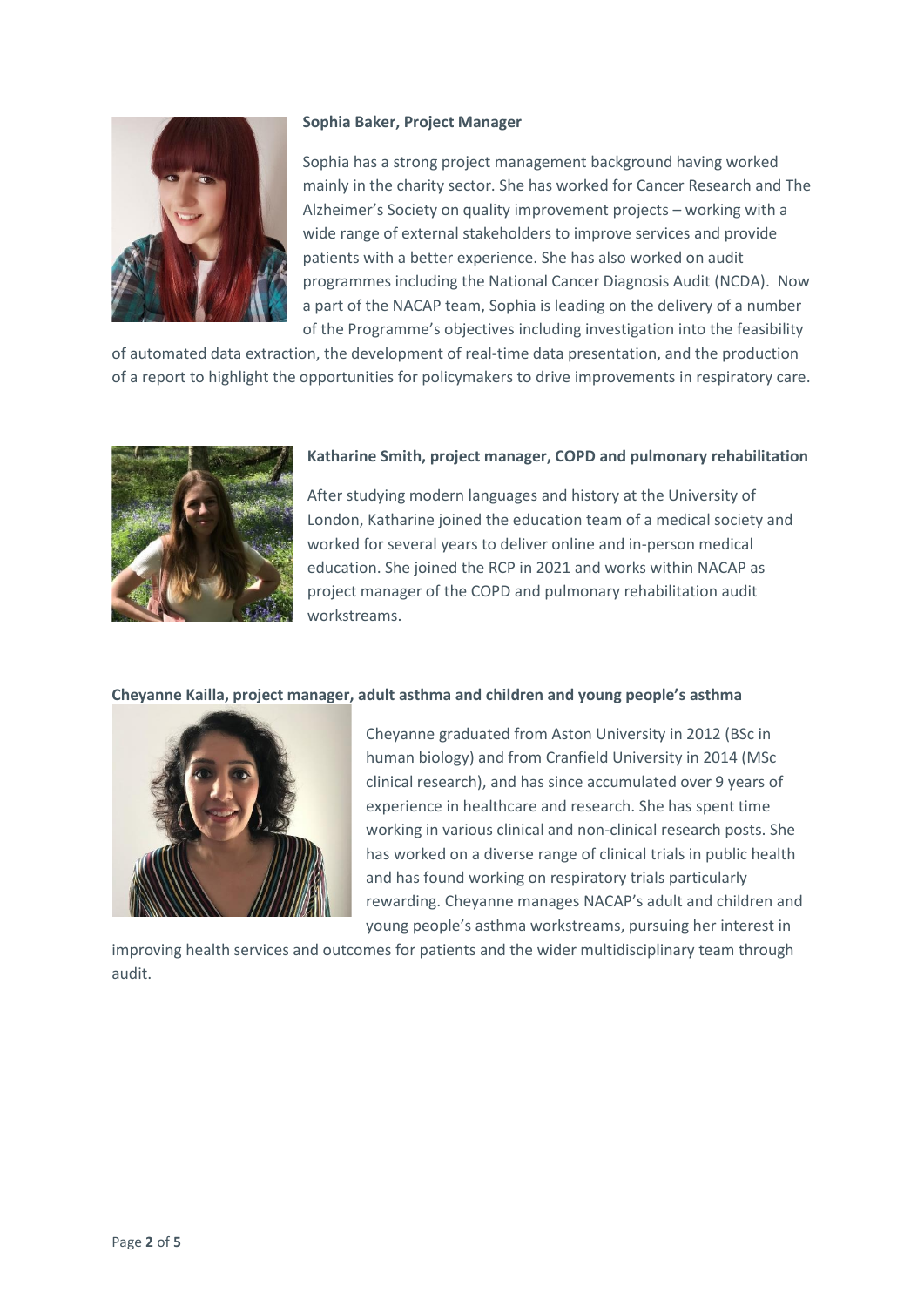**Sophia Baker, Project Manager**

Sophia has a strong project management background having worked mainly in the charity sector. She has worked for Cancer Research and The Alzheimer's Society on quality improvement projects – working with a wide range of external stakeholders to improve services and provide patients with a better experience. She has also worked on audit programmes including the National Cancer Diagnosis Audit (NCDA). Now a part of the NACAP team, Sophia is leading on the delivery of a number of the Programme's objectives including investigation into the feasibility of automated data extraction, the development of real-time data presentation, and the production of a report to highlight the opportunities for policymakers to drive improvements in respiratory care.

**Katharine Smith, project manager, COPD and pulmonary rehabilitation**

After studying modern languages and history at the University of London, Katharine joined the education team of a medical society and worked for several years to deliver online and in-person medical education. She joined the RCP in 2021 and works within NACAP as project manager of the COPD and pulmonary rehabilitation audit workstreams.

**Cheyanne Kailla, project manager, adult asthma and children and young people's asthma**

Cheyanne graduated from Aston University in 2012 (BSc in human biology) and from Cranfield University in 2014 (MSc clinical research), and has since accumulated over 9 years of experience in healthcare and research. She has spent time working in various clinical and non-clinical research posts. She has worked on a diverse range of clinical trials in public health and has found working on respiratory trials particularly rewarding. Cheyanne manages NACAP's adult and children and young people's asthma workstreams, pursuing her interest in improving health services and outcomes for patients and the wider multidisciplinary team through audit.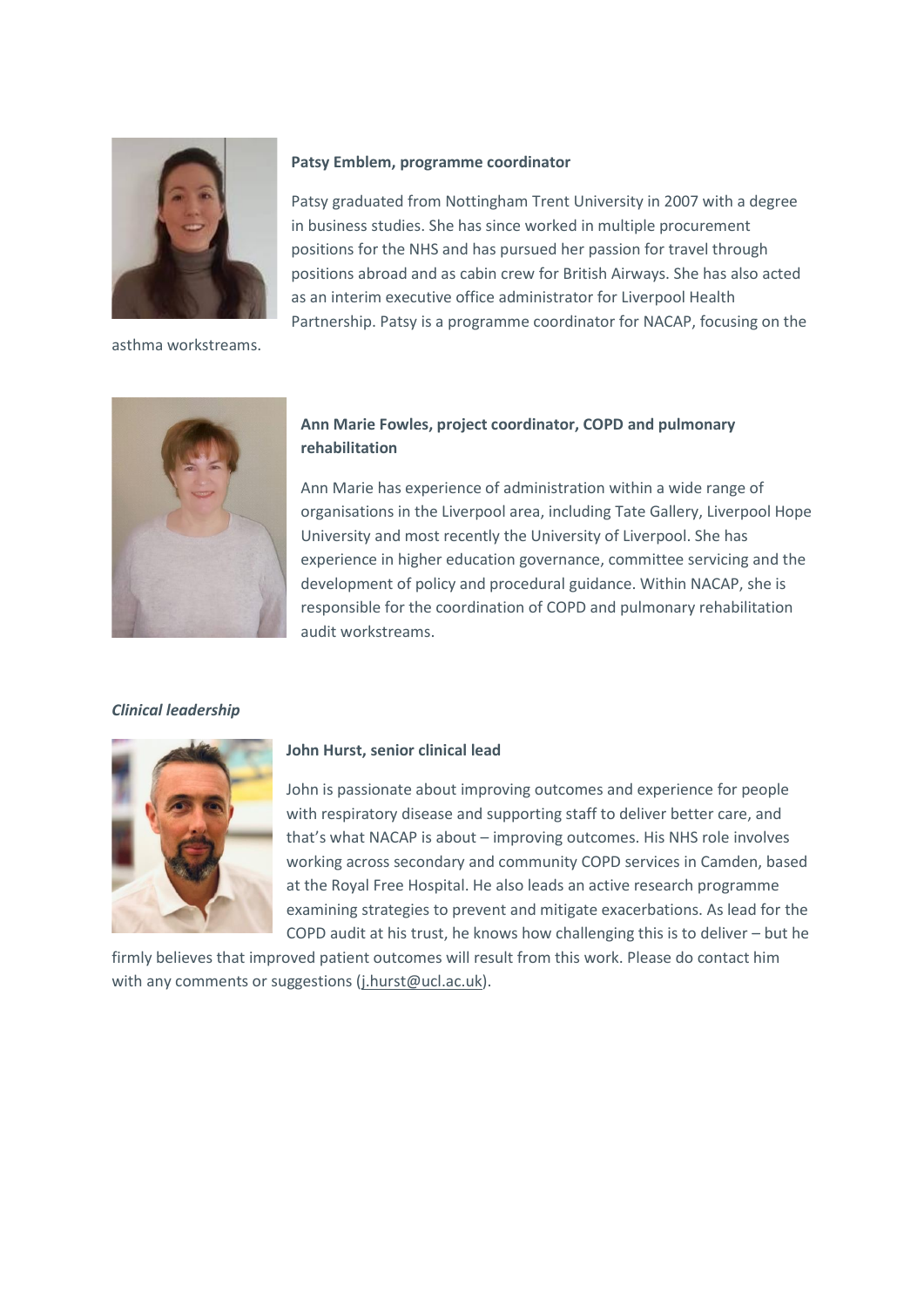**Patsy Emblem, programme coordinator**

Patsy graduated from Nottingham Trent University in 2007 with a degree in business studies. She has since worked in multiple procurement positions for the NHS and has pursued her passion for travel through positions abroad and as cabin crew for British Airways. She has also acted as an interim executive office administrator for Liverpool Health Partnership. Patsy is a programme coordinator for NACAP, focusing on the asthma workstreams.

**Ann Marie Fowles, project coordinator, COPD and pulmonary rehabilitation**

Ann Marie has experience of administration within a wide range of organisations in the Liverpool area, including Tate Gallery, Liverpool Hope University and most recently the University of Liverpool. She has experience in higher education governance, committee servicing and the development of policy and procedural guidance. Within NACAP, she is responsible for the coordination of COPD and pulmonary rehabilitation audit workstreams.

***Clinical leadership***

**John Hurst, senior clinical lead**

John is passionate about improving outcomes and experience for people with respiratory disease and supporting staff to deliver better care, and that's what NACAP is about – improving outcomes. His NHS role involves working across secondary and community COPD services in Camden, based at the Royal Free Hospital. He also leads an active research programme examining strategies to prevent and mitigate exacerbations. As lead for the COPD audit at his trust, he knows how challenging this is to deliver – but he firmly believes that improved patient outcomes will result from this work. Please do contact him with any comments or suggestions (j.hurst@ucl.ac.uk).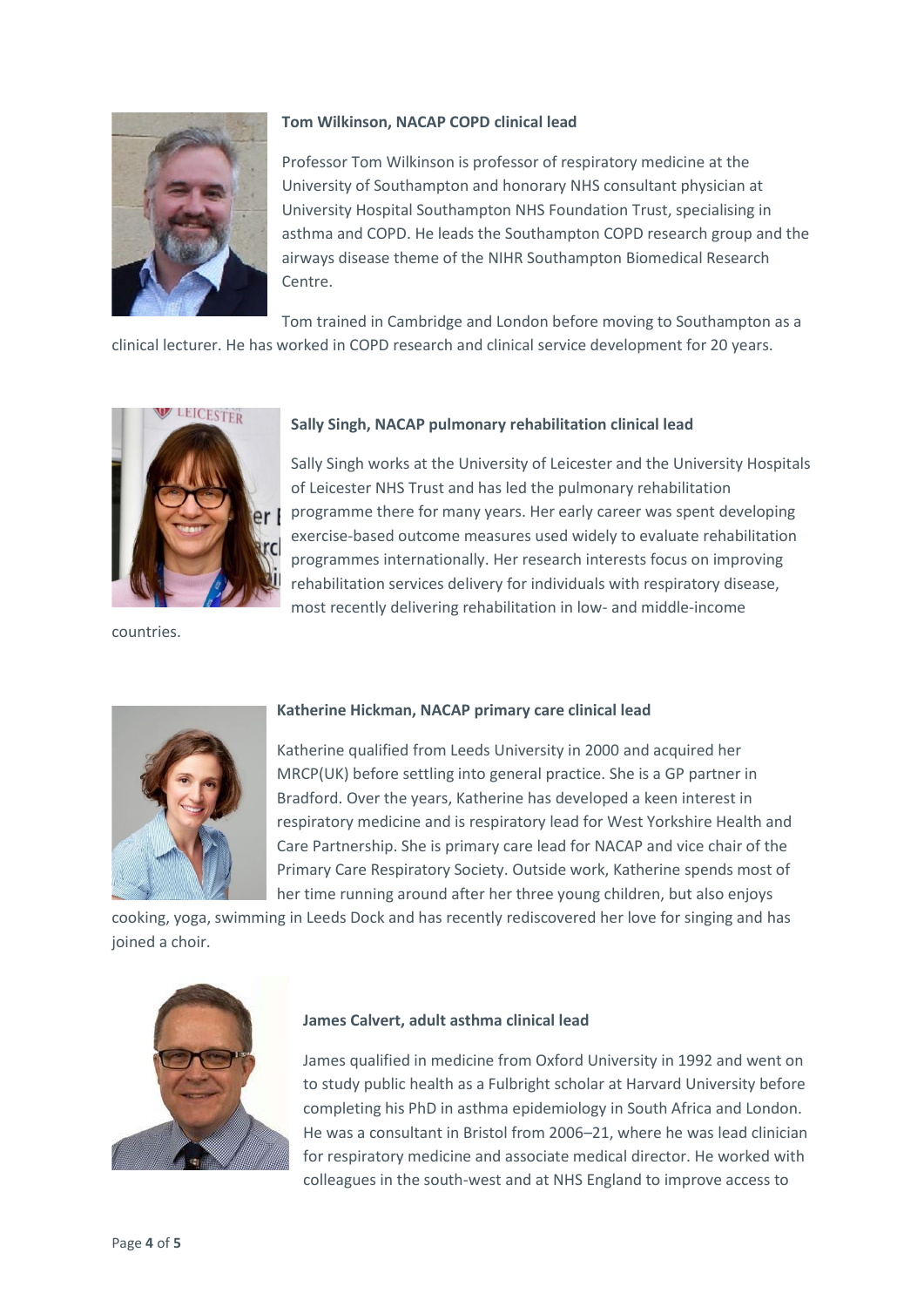**Tom Wilkinson, NACAP COPD clinical lead**

Professor Tom Wilkinson is professor of respiratory medicine at the University of Southampton and honorary NHS consultant physician at University Hospital Southampton NHS Foundation Trust, specialising in asthma and COPD. He leads the Southampton COPD research group and the airways disease theme of the NIHR Southampton Biomedical Research Centre.

Tom trained in Cambridge and London before moving to Southampton as a clinical lecturer. He has worked in COPD research and clinical service development for 20 years.

**Sally Singh, NACAP pulmonary rehabilitation clinical lead**

Sally Singh works at the University of Leicester and the University Hospitals of Leicester NHS Trust and has led the pulmonary rehabilitation programme there for many years. Her early career was spent developing exercise-based outcome measures used widely to evaluate rehabilitation programmes internationally. Her research interests focus on improving rehabilitation services delivery for individuals with respiratory disease, most recently delivering rehabilitation in low- and middle-income countries.

**Katherine Hickman, NACAP primary care clinical lead**

Katherine qualified from Leeds University in 2000 and acquired her MRCP(UK) before settling into general practice. She is a GP partner in Bradford. Over the years, Katherine has developed a keen interest in respiratory medicine and is respiratory lead for West Yorkshire Health and Care Partnership. She is primary care lead for NACAP and vice chair of the Primary Care Respiratory Society. Outside work, Katherine spends most of her time running around after her three young children, but also enjoys cooking, yoga, swimming in Leeds Dock and has recently rediscovered her love for singing and has joined a choir.

**James Calvert, adult asthma clinical lead**

James qualified in medicine from Oxford University in 1992 and went on to study public health as a Fulbright scholar at Harvard University before completing his PhD in asthma epidemiology in South Africa and London. He was a consultant in Bristol from 2006–21, where he was lead clinician for respiratory medicine and associate medical director. He worked with colleagues in the south-west and at NHS England to improve access to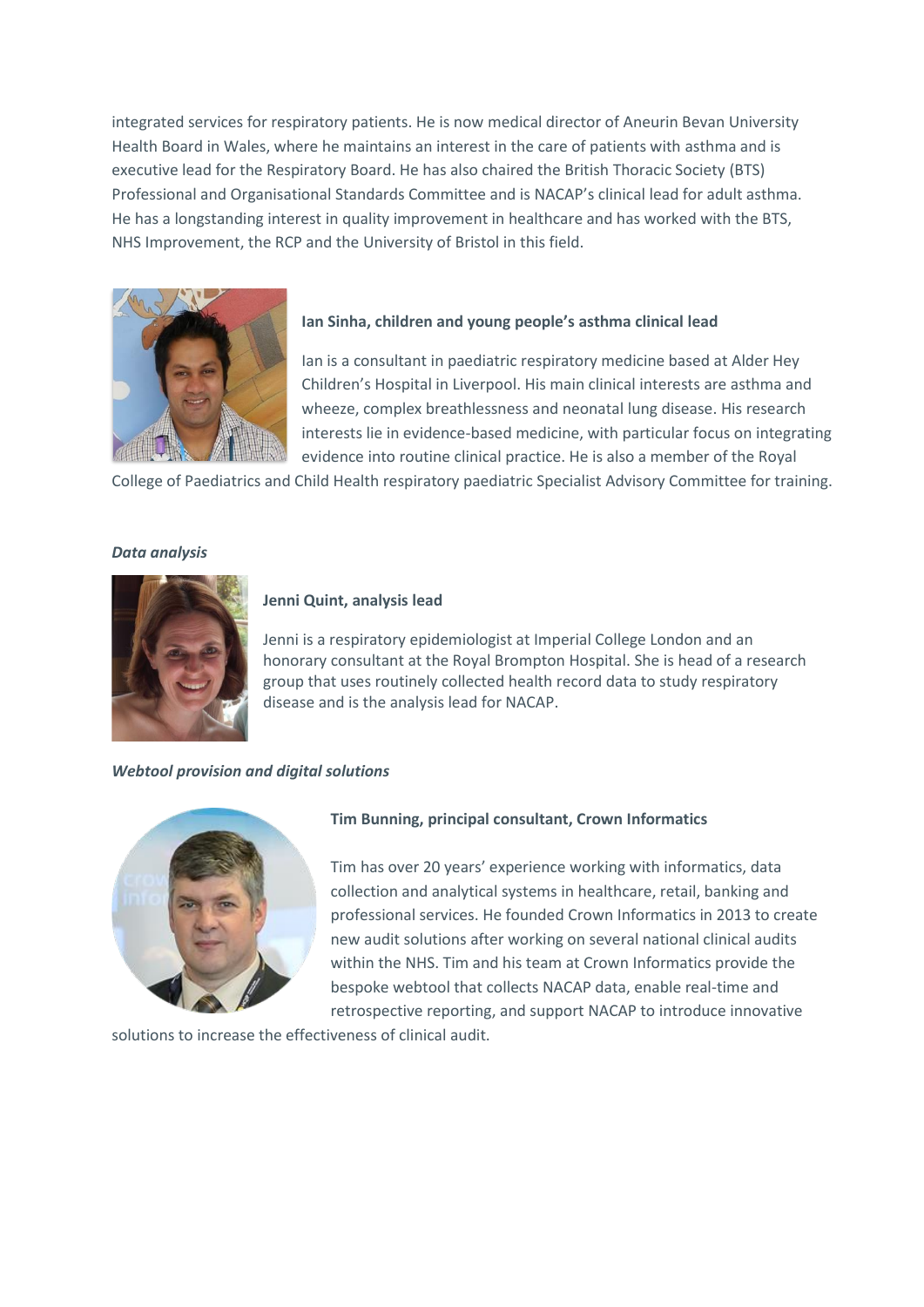integrated services for respiratory patients. He is now medical director of Aneurin Bevan University Health Board in Wales, where he maintains an interest in the care of patients with asthma and is executive lead for the Respiratory Board. He has also chaired the British Thoracic Society (BTS) Professional and Organisational Standards Committee and is NACAP's clinical lead for adult asthma. He has a longstanding interest in quality improvement in healthcare and has worked with the BTS, NHS Improvement, the RCP and the University of Bristol in this field.

**Ian Sinha, children and young people's asthma clinical lead**

Ian is a consultant in paediatric respiratory medicine based at Alder Hey Children's Hospital in Liverpool. His main clinical interests are asthma and wheeze, complex breathlessness and neonatal lung disease. His research interests lie in evidence-based medicine, with particular focus on integrating evidence into routine clinical practice. He is also a member of the Royal College of Paediatrics and Child Health respiratory paediatric Specialist Advisory Committee for training.

***Data analysis***

**Jenni Quint, analysis lead**

Jenni is a respiratory epidemiologist at Imperial College London and an honorary consultant at the Royal Brompton Hospital. She is head of a research group that uses routinely collected health record data to study respiratory disease and is the analysis lead for NACAP.

***Webtool provision and digital solutions***

**Tim Bunning, principal consultant, Crown Informatics**

Tim has over 20 years' experience working with informatics, data collection and analytical systems in healthcare, retail, banking and professional services. He founded Crown Informatics in 2013 to create new audit solutions after working on several national clinical audits within the NHS. Tim and his team at Crown Informatics provide the bespoke webtool that collects NACAP data, enable real-time and retrospective reporting, and support NACAP to introduce innovative solutions to increase the effectiveness of clinical audit.